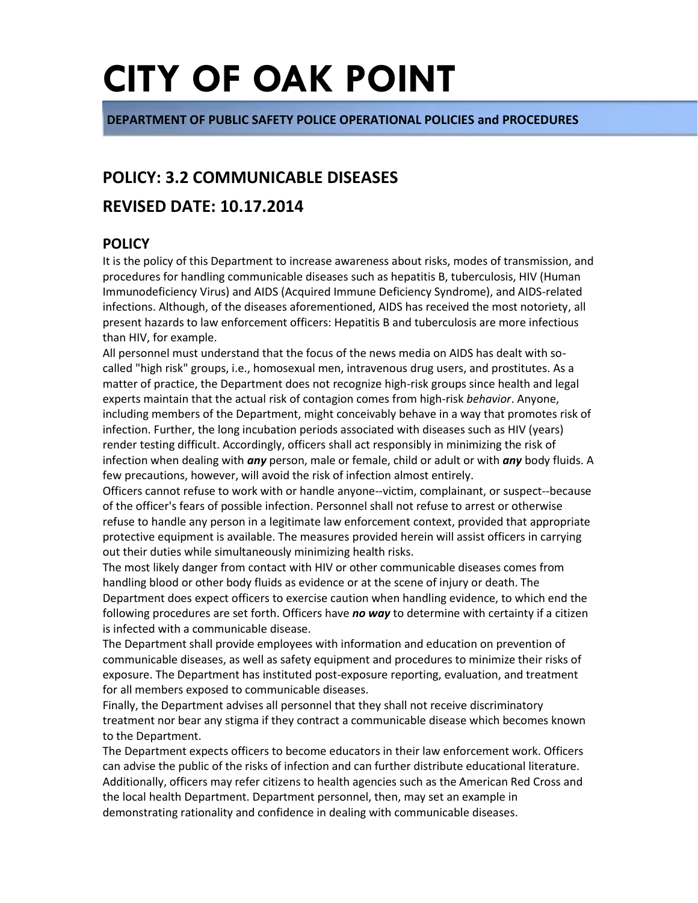# CITY OF OAK POINT

**DEPARTMENT OF PUBLIC SAFETY POLICE OPERATIONAL POLICIES and PROCEDURES**

## POLICY: 3.2 COMMUNICABLE DISEASES

## REVISED DATE: 10.17.2014

### POLICY

It is the policy of this Department to increase awareness about risks, modes of transmission, and procedures for handling communicable diseases such as hepatitis B, tuberculosis, HIV (Human Immunodeficiency Virus) and AIDS (Acquired Immune Deficiency Syndrome), and AIDS-related infections. Although, of the diseases aforementioned, AIDS has received the most notoriety, all present hazards to law enforcement officers: Hepatitis B and tuberculosis are more infectious than HIV, for example.

All personnel must understand that the focus of the news media on AIDS has dealt with so-called "high risk" groups, i.e., homosexual men, intravenous drug users, and prostitutes. As a matter of practice, the Department does not recognize high-risk groups since health and legal experts maintain that the actual risk of contagion comes from high-risk *behavior*. Anyone, including members of the Department, might conceivably behave in a way that promotes risk of infection. Further, the long incubation periods associated with diseases such as HIV (years) render testing difficult. Accordingly, officers shall act responsibly in minimizing the risk of infection when dealing with ***any*** person, male or female, child or adult or with ***any*** body fluids. A few precautions, however, will avoid the risk of infection almost entirely.

Officers cannot refuse to work with or handle anyone--victim, complainant, or suspect--because of the officer's fears of possible infection. Personnel shall not refuse to arrest or otherwise refuse to handle any person in a legitimate law enforcement context, provided that appropriate protective equipment is available. The measures provided herein will assist officers in carrying out their duties while simultaneously minimizing health risks.

The most likely danger from contact with HIV or other communicable diseases comes from handling blood or other body fluids as evidence or at the scene of injury or death. The Department does expect officers to exercise caution when handling evidence, to which end the following procedures are set forth. Officers have ***no way*** to determine with certainty if a citizen is infected with a communicable disease.

The Department shall provide employees with information and education on prevention of communicable diseases, as well as safety equipment and procedures to minimize their risks of exposure. The Department has instituted post-exposure reporting, evaluation, and treatment for all members exposed to communicable diseases.

Finally, the Department advises all personnel that they shall not receive discriminatory treatment nor bear any stigma if they contract a communicable disease which becomes known to the Department.

The Department expects officers to become educators in their law enforcement work. Officers can advise the public of the risks of infection and can further distribute educational literature. Additionally, officers may refer citizens to health agencies such as the American Red Cross and the local health Department. Department personnel, then, may set an example in demonstrating rationality and confidence in dealing with communicable diseases.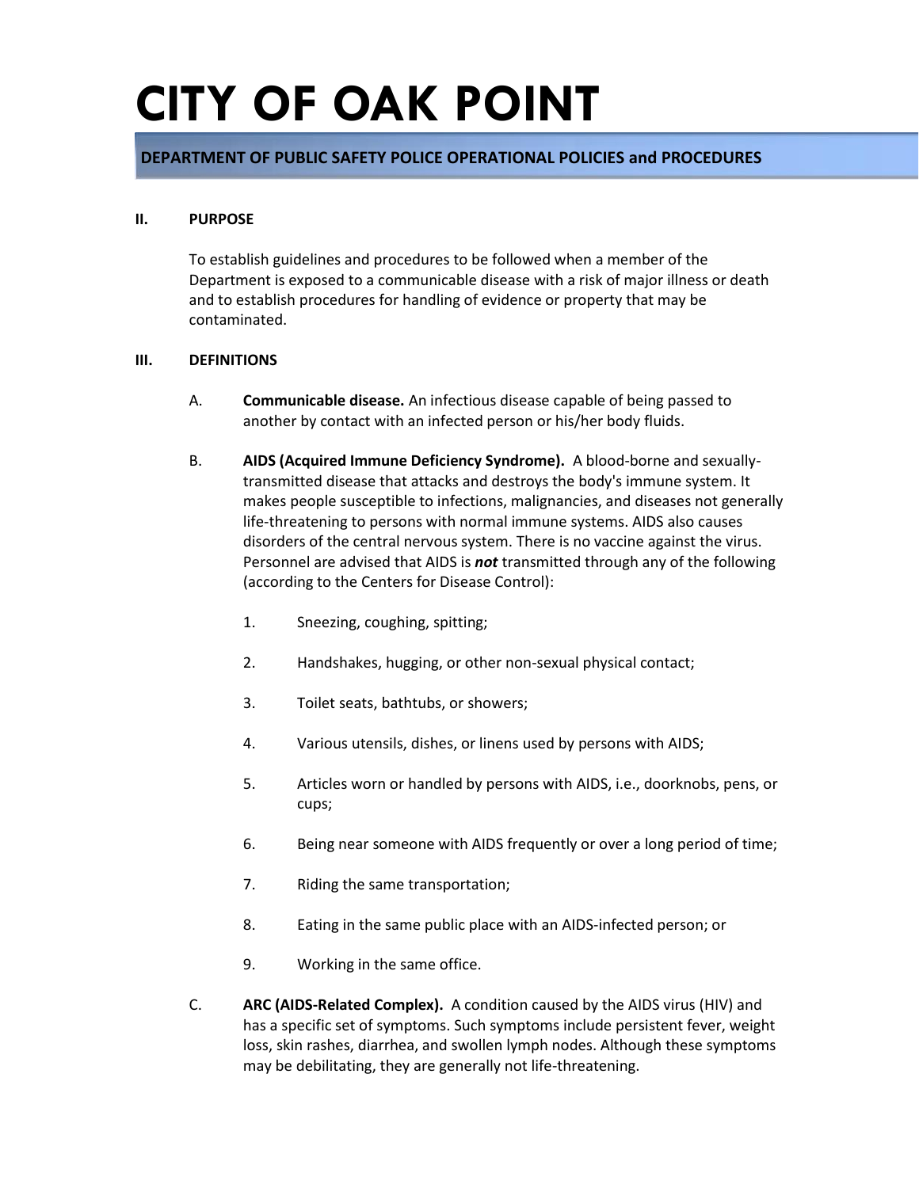# CITY OF OAK POINT

## DEPARTMENT OF PUBLIC SAFETY POLICE OPERATIONAL POLICIES and PROCEDURES

**II. PURPOSE**

To establish guidelines and procedures to be followed when a member of the Department is exposed to a communicable disease with a risk of major illness or death and to establish procedures for handling of evidence or property that may be contaminated.

**III. DEFINITIONS**

A. **Communicable disease.** An infectious disease capable of being passed to another by contact with an infected person or his/her body fluids.

B. **AIDS (Acquired Immune Deficiency Syndrome).** A blood-borne and sexually-transmitted disease that attacks and destroys the body's immune system. It makes people susceptible to infections, malignancies, and diseases not generally life-threatening to persons with normal immune systems. AIDS also causes disorders of the central nervous system. There is no vaccine against the virus. Personnel are advised that AIDS is ***not*** transmitted through any of the following (according to the Centers for Disease Control):

1. Sneezing, coughing, spitting;
2. Handshakes, hugging, or other non-sexual physical contact;
3. Toilet seats, bathtubs, or showers;
4. Various utensils, dishes, or linens used by persons with AIDS;
5. Articles worn or handled by persons with AIDS, i.e., doorknobs, pens, or cups;
6. Being near someone with AIDS frequently or over a long period of time;
7. Riding the same transportation;
8. Eating in the same public place with an AIDS-infected person; or
9. Working in the same office.

C. **ARC (AIDS-Related Complex).** A condition caused by the AIDS virus (HIV) and has a specific set of symptoms. Such symptoms include persistent fever, weight loss, skin rashes, diarrhea, and swollen lymph nodes. Although these symptoms may be debilitating, they are generally not life-threatening.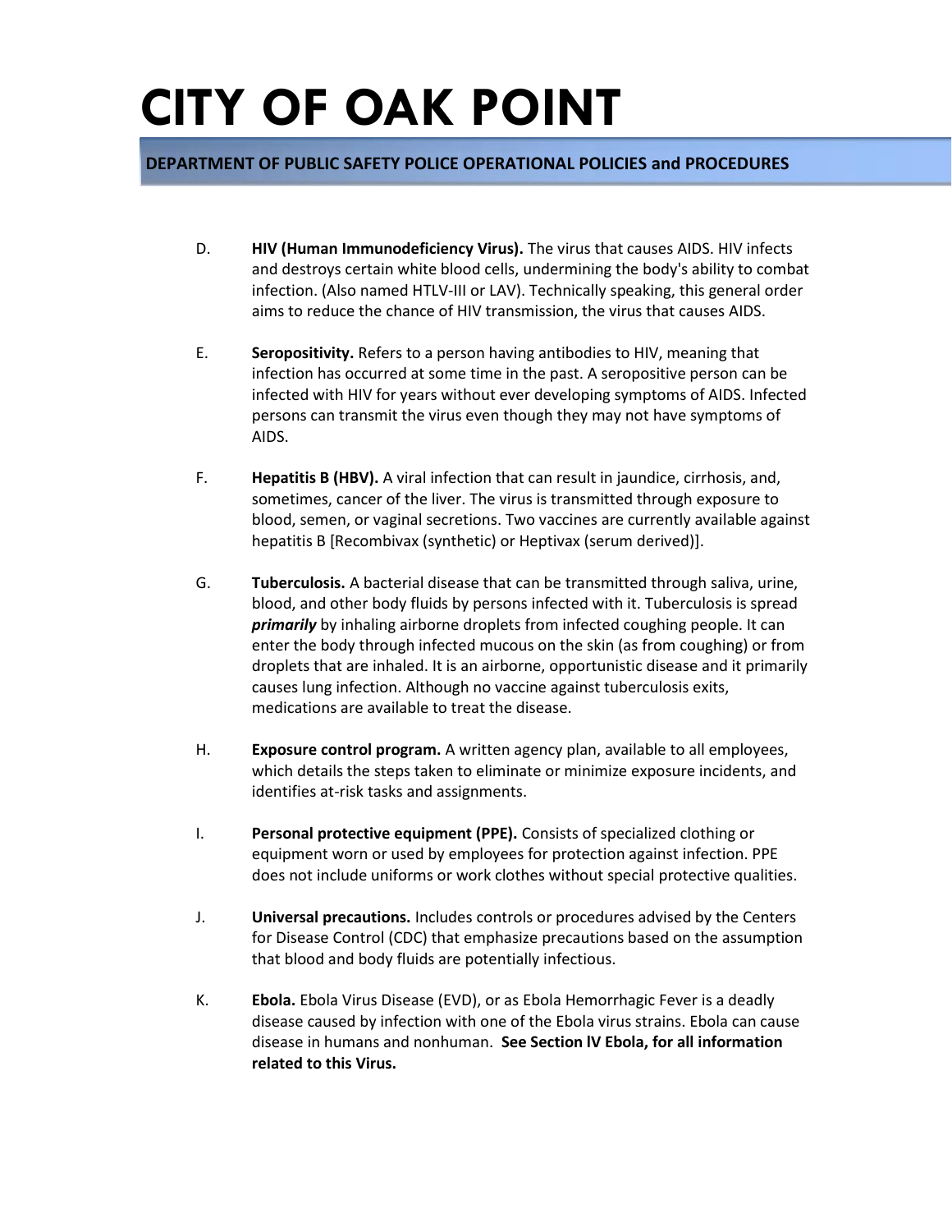D. **HIV (Human Immunodeficiency Virus).** The virus that causes AIDS. HIV infects and destroys certain white blood cells, undermining the body's ability to combat infection. (Also named HTLV-III or LAV). Technically speaking, this general order aims to reduce the chance of HIV transmission, the virus that causes AIDS.

E. **Seropositivity.** Refers to a person having antibodies to HIV, meaning that infection has occurred at some time in the past. A seropositive person can be infected with HIV for years without ever developing symptoms of AIDS. Infected persons can transmit the virus even though they may not have symptoms of AIDS.

F. **Hepatitis B (HBV).** A viral infection that can result in jaundice, cirrhosis, and, sometimes, cancer of the liver. The virus is transmitted through exposure to blood, semen, or vaginal secretions. Two vaccines are currently available against hepatitis B [Recombivax (synthetic) or Heptivax (serum derived)].

G. **Tuberculosis.** A bacterial disease that can be transmitted through saliva, urine, blood, and other body fluids by persons infected with it. Tuberculosis is spread ***primarily*** by inhaling airborne droplets from infected coughing people. It can enter the body through infected mucous on the skin (as from coughing) or from droplets that are inhaled. It is an airborne, opportunistic disease and it primarily causes lung infection. Although no vaccine against tuberculosis exits, medications are available to treat the disease.

H. **Exposure control program.** A written agency plan, available to all employees, which details the steps taken to eliminate or minimize exposure incidents, and identifies at-risk tasks and assignments.

I. **Personal protective equipment (PPE).** Consists of specialized clothing or equipment worn or used by employees for protection against infection. PPE does not include uniforms or work clothes without special protective qualities.

J. **Universal precautions.** Includes controls or procedures advised by the Centers for Disease Control (CDC) that emphasize precautions based on the assumption that blood and body fluids are potentially infectious.

K. **Ebola.** Ebola Virus Disease (EVD), or as Ebola Hemorrhagic Fever is a deadly disease caused by infection with one of the Ebola virus strains. Ebola can cause disease in humans and nonhuman. **See Section lV Ebola, for all information related to this Virus.**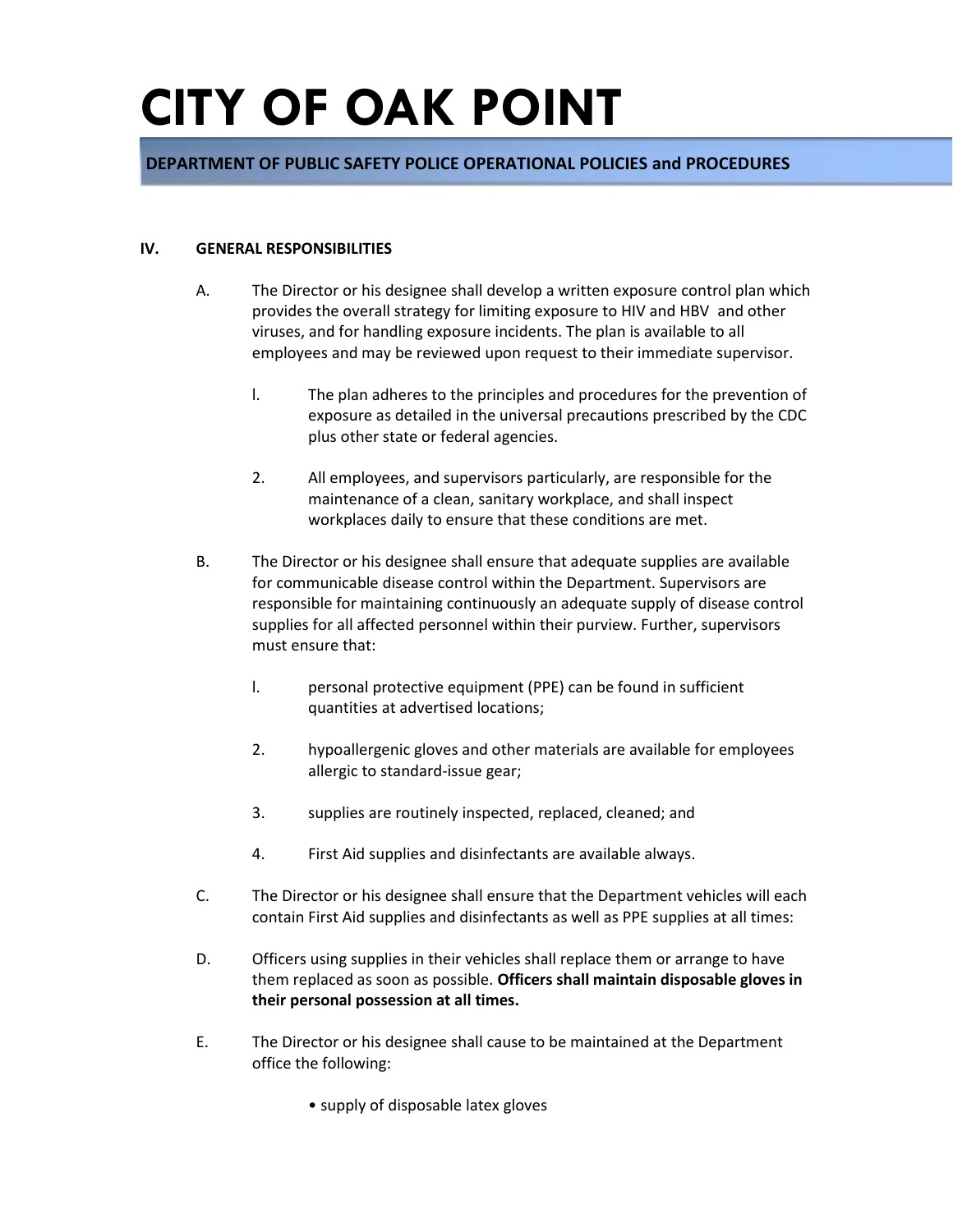# CITY OF OAK POINT

**DEPARTMENT OF PUBLIC SAFETY POLICE OPERATIONAL POLICIES and PROCEDURES**

## IV. GENERAL RESPONSIBILITIES

A. The Director or his designee shall develop a written exposure control plan which provides the overall strategy for limiting exposure to HIV and HBV and other viruses, and for handling exposure incidents. The plan is available to all employees and may be reviewed upon request to their immediate supervisor.

  l. The plan adheres to the principles and procedures for the prevention of exposure as detailed in the universal precautions prescribed by the CDC plus other state or federal agencies.

  2. All employees, and supervisors particularly, are responsible for the maintenance of a clean, sanitary workplace, and shall inspect workplaces daily to ensure that these conditions are met.

B. The Director or his designee shall ensure that adequate supplies are available for communicable disease control within the Department. Supervisors are responsible for maintaining continuously an adequate supply of disease control supplies for all affected personnel within their purview. Further, supervisors must ensure that:

  l. personal protective equipment (PPE) can be found in sufficient quantities at advertised locations;

  2. hypoallergenic gloves and other materials are available for employees allergic to standard-issue gear;

  3. supplies are routinely inspected, replaced, cleaned; and

  4. First Aid supplies and disinfectants are available always.

C. The Director or his designee shall ensure that the Department vehicles will each contain First Aid supplies and disinfectants as well as PPE supplies at all times:

D. Officers using supplies in their vehicles shall replace them or arrange to have them replaced as soon as possible. **Officers shall maintain disposable gloves in their personal possession at all times.**

E. The Director or his designee shall cause to be maintained at the Department office the following:

  • supply of disposable latex gloves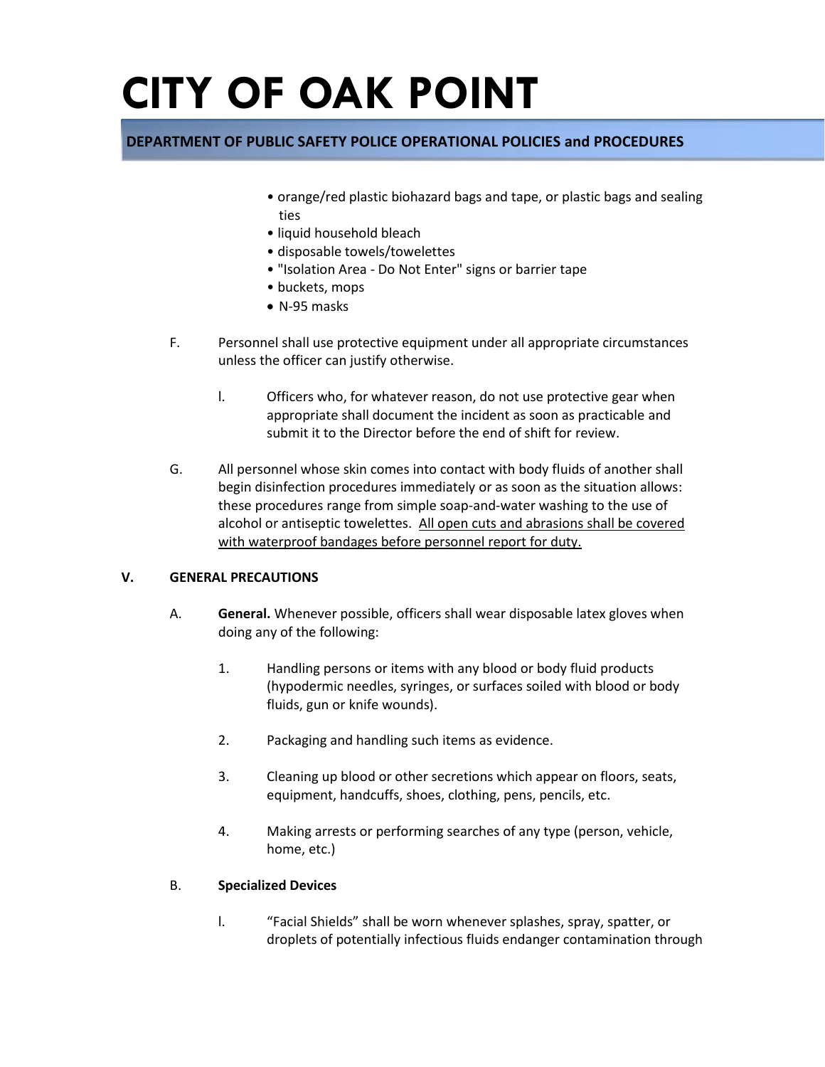- orange/red plastic biohazard bags and tape, or plastic bags and sealing ties
- liquid household bleach
- disposable towels/towelettes
- "Isolation Area - Do Not Enter" signs or barrier tape
- buckets, mops
- N-95 masks

F. Personnel shall use protective equipment under all appropriate circumstances unless the officer can justify otherwise.

  l. Officers who, for whatever reason, do not use protective gear when appropriate shall document the incident as soon as practicable and submit it to the Director before the end of shift for review.

G. All personnel whose skin comes into contact with body fluids of another shall begin disinfection procedures immediately or as soon as the situation allows: these procedures range from simple soap-and-water washing to the use of alcohol or antiseptic towelettes. <u>All open cuts and abrasions shall be covered with waterproof bandages before personnel report for duty.</u>

## V. GENERAL PRECAUTIONS

A. **General.** Whenever possible, officers shall wear disposable latex gloves when doing any of the following:

  1. Handling persons or items with any blood or body fluid products (hypodermic needles, syringes, or surfaces soiled with blood or body fluids, gun or knife wounds).

  2. Packaging and handling such items as evidence.

  3. Cleaning up blood or other secretions which appear on floors, seats, equipment, handcuffs, shoes, clothing, pens, pencils, etc.

  4. Making arrests or performing searches of any type (person, vehicle, home, etc.)

B. **Specialized Devices**

  l. "Facial Shields" shall be worn whenever splashes, spray, spatter, or droplets of potentially infectious fluids endanger contamination through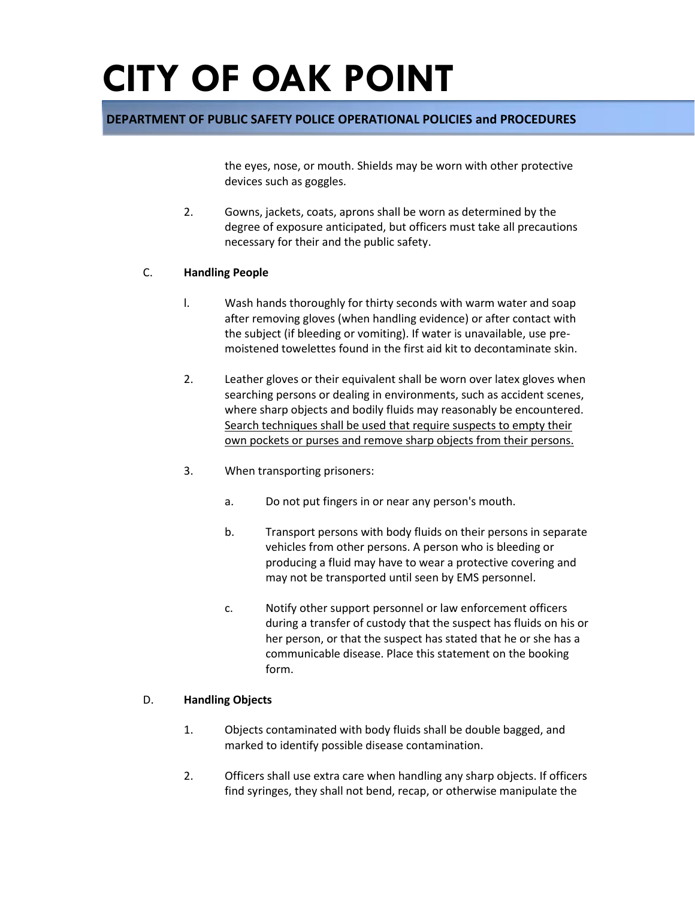the eyes, nose, or mouth. Shields may be worn with other protective devices such as goggles.

2. Gowns, jackets, coats, aprons shall be worn as determined by the degree of exposure anticipated, but officers must take all precautions necessary for their and the public safety.

C. **Handling People**

l. Wash hands thoroughly for thirty seconds with warm water and soap after removing gloves (when handling evidence) or after contact with the subject (if bleeding or vomiting). If water is unavailable, use pre-moistened towelettes found in the first aid kit to decontaminate skin.

2. Leather gloves or their equivalent shall be worn over latex gloves when searching persons or dealing in environments, such as accident scenes, where sharp objects and bodily fluids may reasonably be encountered. <u>Search techniques shall be used that require suspects to empty their own pockets or purses and remove sharp objects from their persons.</u>

3. When transporting prisoners:

   a. Do not put fingers in or near any person's mouth.

   b. Transport persons with body fluids on their persons in separate vehicles from other persons. A person who is bleeding or producing a fluid may have to wear a protective covering and may not be transported until seen by EMS personnel.

   c. Notify other support personnel or law enforcement officers during a transfer of custody that the suspect has fluids on his or her person, or that the suspect has stated that he or she has a communicable disease. Place this statement on the booking form.

D. **Handling Objects**

1. Objects contaminated with body fluids shall be double bagged, and marked to identify possible disease contamination.

2. Officers shall use extra care when handling any sharp objects. If officers find syringes, they shall not bend, recap, or otherwise manipulate the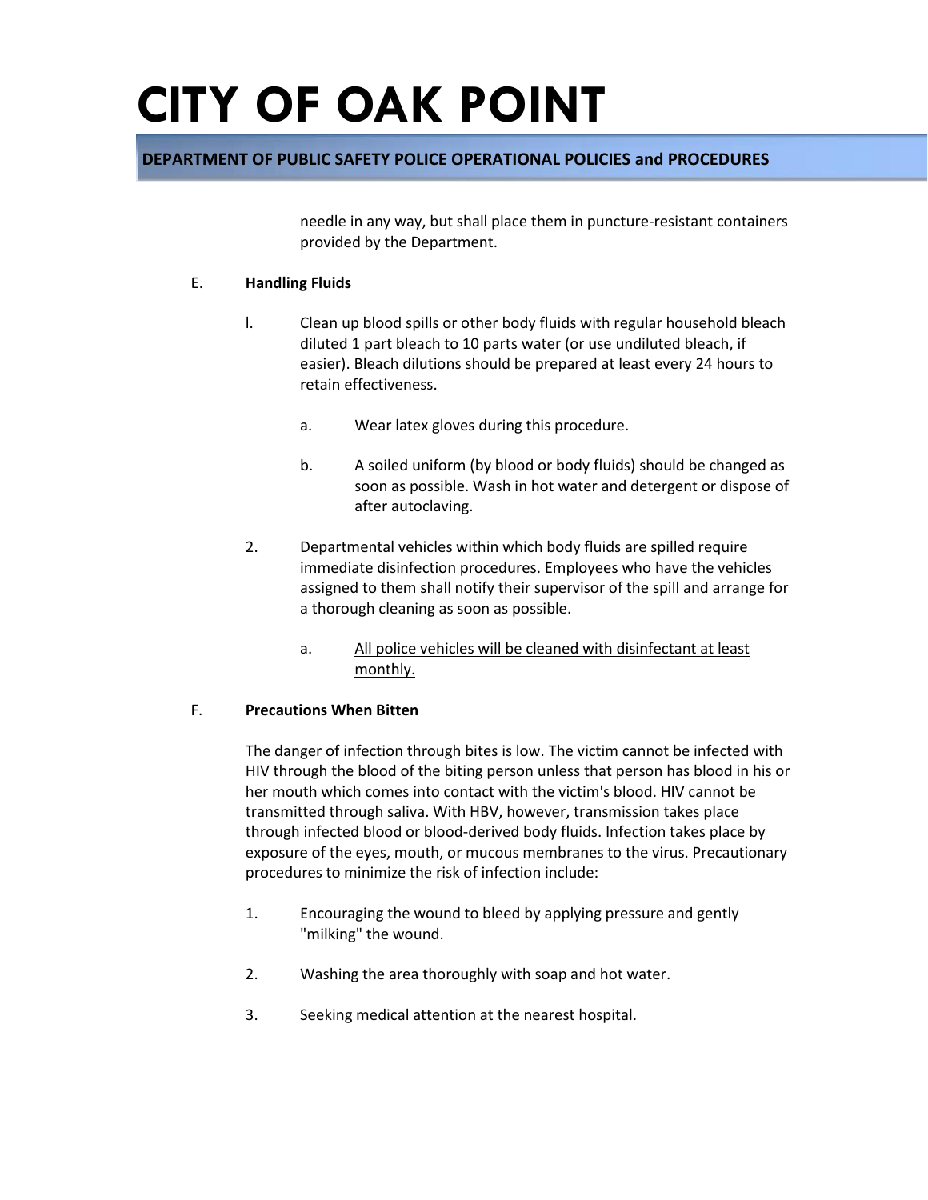needle in any way, but shall place them in puncture-resistant containers provided by the Department.

E. **Handling Fluids**

l. Clean up blood spills or other body fluids with regular household bleach diluted 1 part bleach to 10 parts water (or use undiluted bleach, if easier). Bleach dilutions should be prepared at least every 24 hours to retain effectiveness.

a. Wear latex gloves during this procedure.

b. A soiled uniform (by blood or body fluids) should be changed as soon as possible. Wash in hot water and detergent or dispose of after autoclaving.

2. Departmental vehicles within which body fluids are spilled require immediate disinfection procedures. Employees who have the vehicles assigned to them shall notify their supervisor of the spill and arrange for a thorough cleaning as soon as possible.

a. <u>All police vehicles will be cleaned with disinfectant at least monthly.</u>

F. **Precautions When Bitten**

The danger of infection through bites is low. The victim cannot be infected with HIV through the blood of the biting person unless that person has blood in his or her mouth which comes into contact with the victim's blood. HIV cannot be transmitted through saliva. With HBV, however, transmission takes place through infected blood or blood-derived body fluids. Infection takes place by exposure of the eyes, mouth, or mucous membranes to the virus. Precautionary procedures to minimize the risk of infection include:

1. Encouraging the wound to bleed by applying pressure and gently "milking" the wound.

2. Washing the area thoroughly with soap and hot water.

3. Seeking medical attention at the nearest hospital.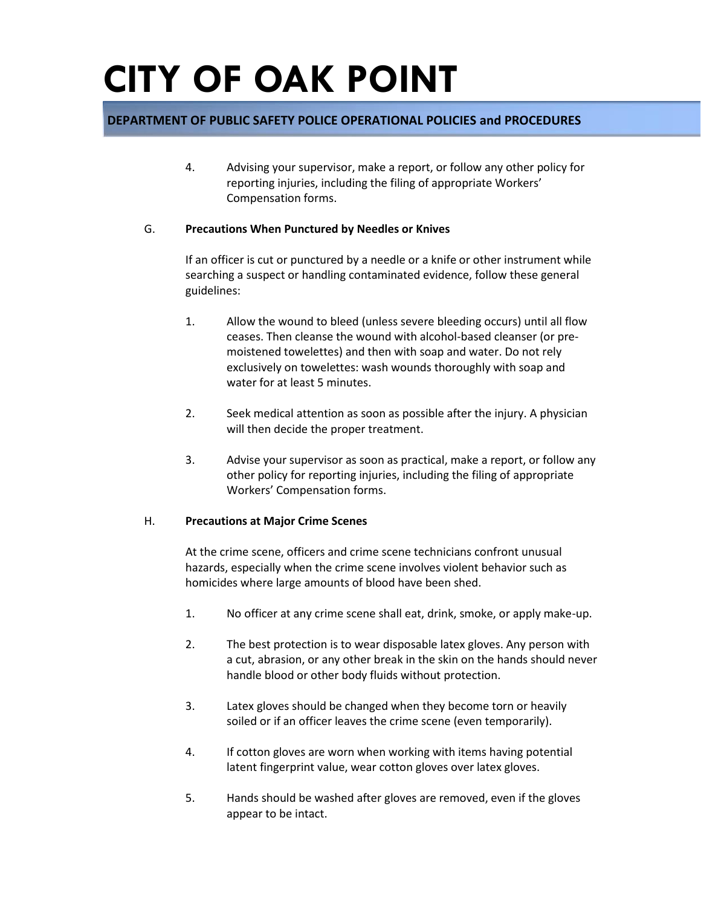4. Advising your supervisor, make a report, or follow any other policy for reporting injuries, including the filing of appropriate Workers' Compensation forms.

G. **Precautions When Punctured by Needles or Knives**

If an officer is cut or punctured by a needle or a knife or other instrument while searching a suspect or handling contaminated evidence, follow these general guidelines:

1. Allow the wound to bleed (unless severe bleeding occurs) until all flow ceases. Then cleanse the wound with alcohol-based cleanser (or pre-moistened towelettes) and then with soap and water. Do not rely exclusively on towelettes: wash wounds thoroughly with soap and water for at least 5 minutes.

2. Seek medical attention as soon as possible after the injury. A physician will then decide the proper treatment.

3. Advise your supervisor as soon as practical, make a report, or follow any other policy for reporting injuries, including the filing of appropriate Workers' Compensation forms.

H. **Precautions at Major Crime Scenes**

At the crime scene, officers and crime scene technicians confront unusual hazards, especially when the crime scene involves violent behavior such as homicides where large amounts of blood have been shed.

1. No officer at any crime scene shall eat, drink, smoke, or apply make-up.

2. The best protection is to wear disposable latex gloves. Any person with a cut, abrasion, or any other break in the skin on the hands should never handle blood or other body fluids without protection.

3. Latex gloves should be changed when they become torn or heavily soiled or if an officer leaves the crime scene (even temporarily).

4. If cotton gloves are worn when working with items having potential latent fingerprint value, wear cotton gloves over latex gloves.

5. Hands should be washed after gloves are removed, even if the gloves appear to be intact.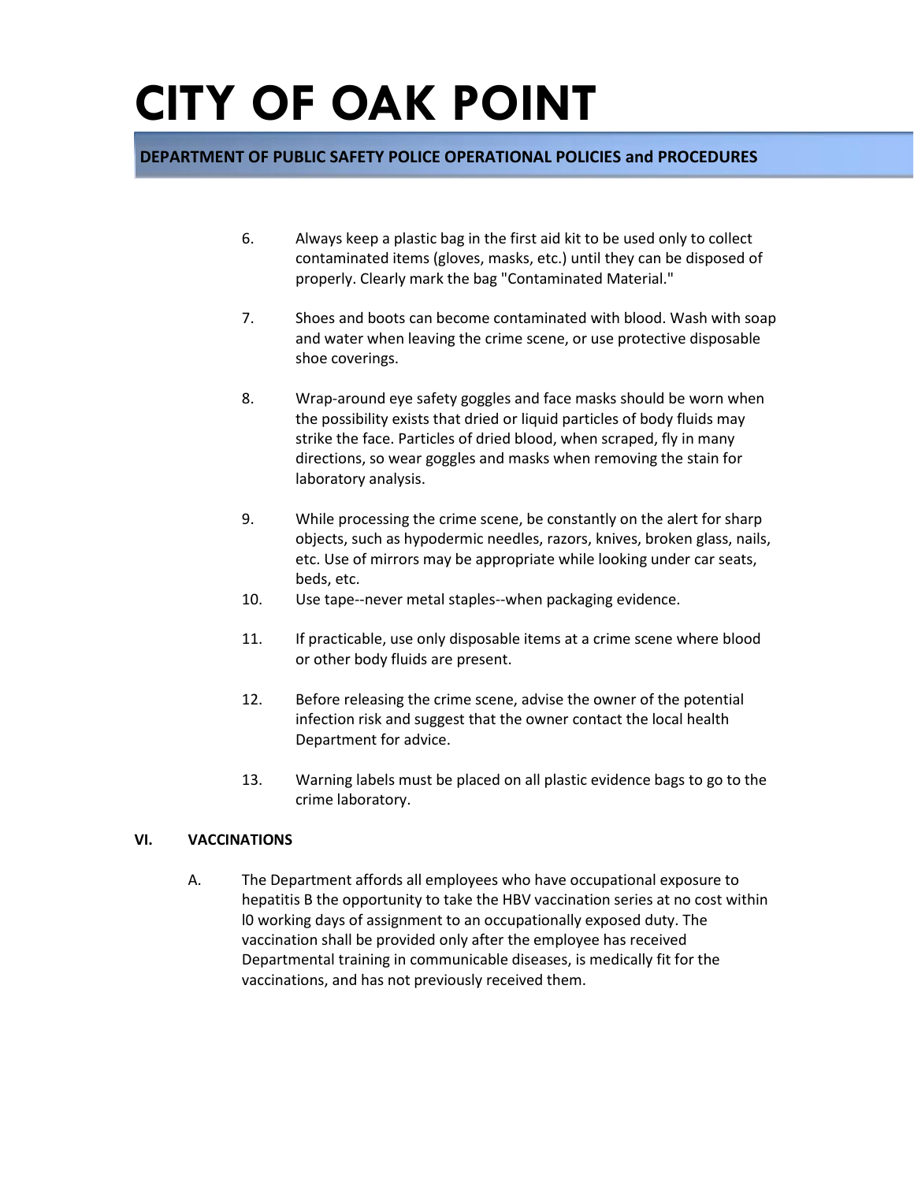6. Always keep a plastic bag in the first aid kit to be used only to collect contaminated items (gloves, masks, etc.) until they can be disposed of properly. Clearly mark the bag "Contaminated Material."

7. Shoes and boots can become contaminated with blood. Wash with soap and water when leaving the crime scene, or use protective disposable shoe coverings.

8. Wrap-around eye safety goggles and face masks should be worn when the possibility exists that dried or liquid particles of body fluids may strike the face. Particles of dried blood, when scraped, fly in many directions, so wear goggles and masks when removing the stain for laboratory analysis.

9. While processing the crime scene, be constantly on the alert for sharp objects, such as hypodermic needles, razors, knives, broken glass, nails, etc. Use of mirrors may be appropriate while looking under car seats, beds, etc.

10. Use tape--never metal staples--when packaging evidence.

11. If practicable, use only disposable items at a crime scene where blood or other body fluids are present.

12. Before releasing the crime scene, advise the owner of the potential infection risk and suggest that the owner contact the local health Department for advice.

13. Warning labels must be placed on all plastic evidence bags to go to the crime laboratory.

**VI. VACCINATIONS**

A. The Department affords all employees who have occupational exposure to hepatitis B the opportunity to take the HBV vaccination series at no cost within l0 working days of assignment to an occupationally exposed duty. The vaccination shall be provided only after the employee has received Departmental training in communicable diseases, is medically fit for the vaccinations, and has not previously received them.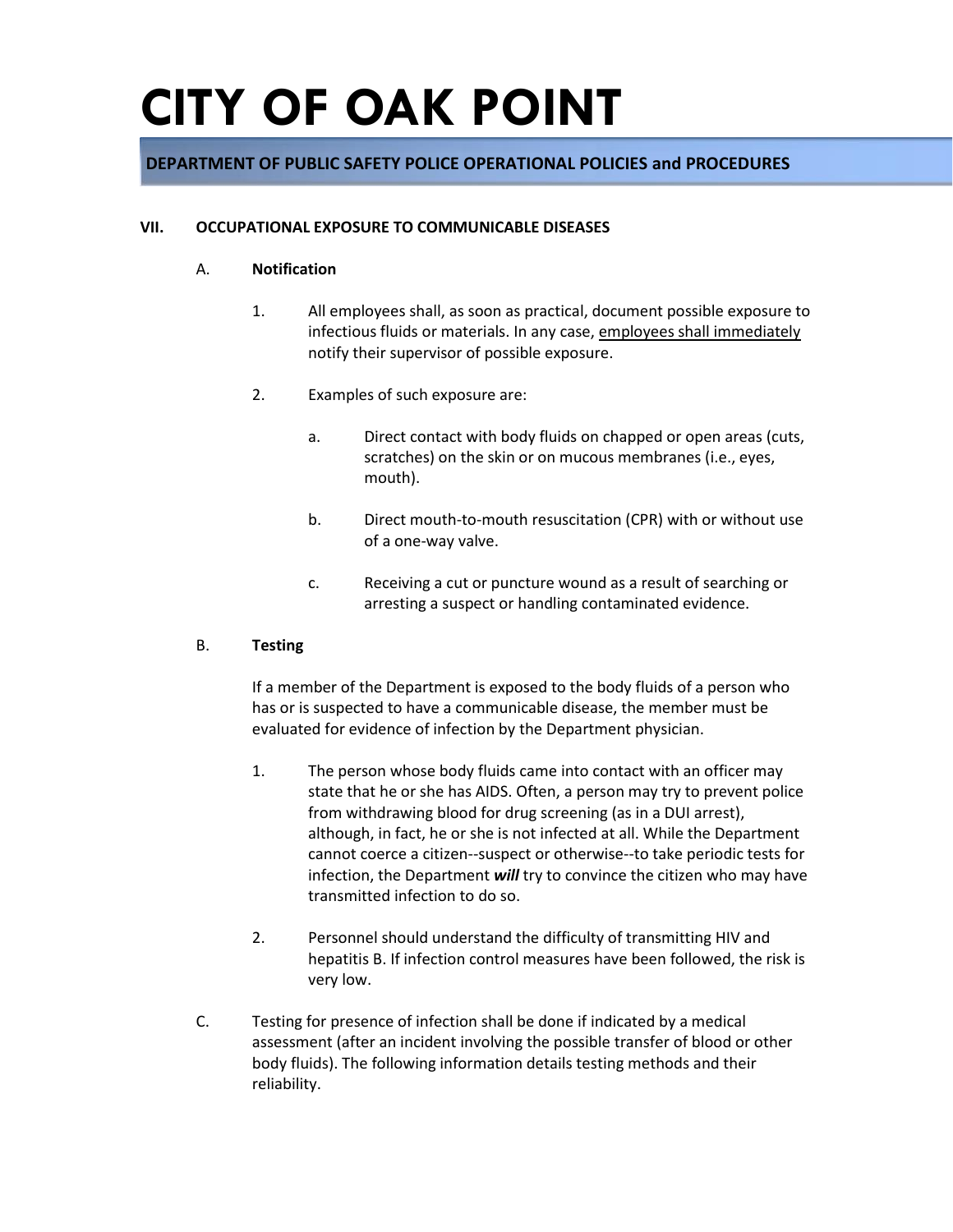# CITY OF OAK POINT

## DEPARTMENT OF PUBLIC SAFETY POLICE OPERATIONAL POLICIES and PROCEDURES

### VII. OCCUPATIONAL EXPOSURE TO COMMUNICABLE DISEASES

#### A. Notification

1. All employees shall, as soon as practical, document possible exposure to infectious fluids or materials. In any case, <u>employees shall immediately</u> notify their supervisor of possible exposure.

2. Examples of such exposure are:

   a. Direct contact with body fluids on chapped or open areas (cuts, scratches) on the skin or on mucous membranes (i.e., eyes, mouth).

   b. Direct mouth-to-mouth resuscitation (CPR) with or without use of a one-way valve.

   c. Receiving a cut or puncture wound as a result of searching or arresting a suspect or handling contaminated evidence.

#### B. Testing

If a member of the Department is exposed to the body fluids of a person who has or is suspected to have a communicable disease, the member must be evaluated for evidence of infection by the Department physician.

1. The person whose body fluids came into contact with an officer may state that he or she has AIDS. Often, a person may try to prevent police from withdrawing blood for drug screening (as in a DUI arrest), although, in fact, he or she is not infected at all. While the Department cannot coerce a citizen--suspect or otherwise--to take periodic tests for infection, the Department ***will*** try to convince the citizen who may have transmitted infection to do so.

2. Personnel should understand the difficulty of transmitting HIV and hepatitis B. If infection control measures have been followed, the risk is very low.

C. Testing for presence of infection shall be done if indicated by a medical assessment (after an incident involving the possible transfer of blood or other body fluids). The following information details testing methods and their reliability.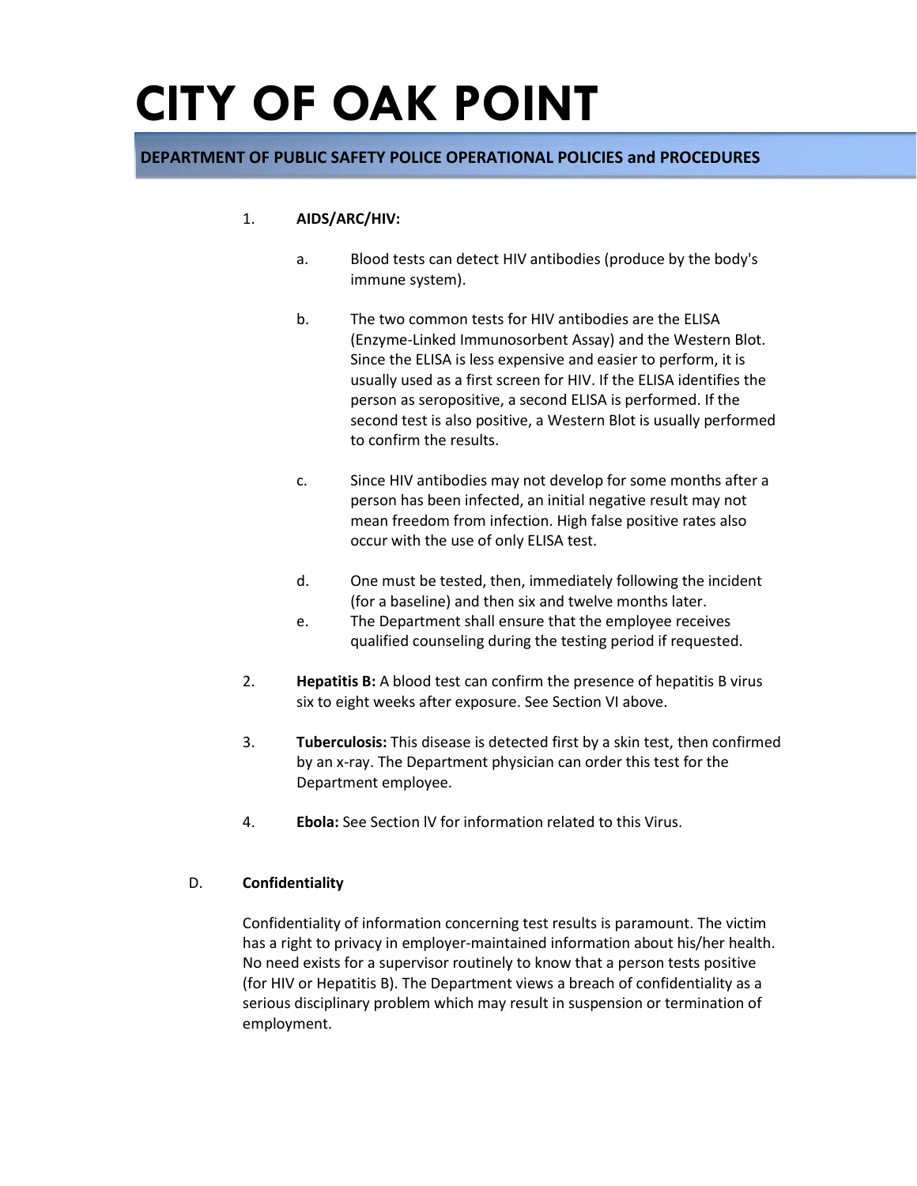1. **AIDS/ARC/HIV:**

   a. Blood tests can detect HIV antibodies (produce by the body's immune system).

   b. The two common tests for HIV antibodies are the ELISA (Enzyme-Linked Immunosorbent Assay) and the Western Blot. Since the ELISA is less expensive and easier to perform, it is usually used as a first screen for HIV. If the ELISA identifies the person as seropositive, a second ELISA is performed. If the second test is also positive, a Western Blot is usually performed to confirm the results.

   c. Since HIV antibodies may not develop for some months after a person has been infected, an initial negative result may not mean freedom from infection. High false positive rates also occur with the use of only ELISA test.

   d. One must be tested, then, immediately following the incident (for a baseline) and then six and twelve months later.

   e. The Department shall ensure that the employee receives qualified counseling during the testing period if requested.

2. **Hepatitis B:** A blood test can confirm the presence of hepatitis B virus six to eight weeks after exposure. See Section VI above.

3. **Tuberculosis:** This disease is detected first by a skin test, then confirmed by an x-ray. The Department physician can order this test for the Department employee.

4. **Ebola:** See Section lV for information related to this Virus.

D. **Confidentiality**

Confidentiality of information concerning test results is paramount. The victim has a right to privacy in employer-maintained information about his/her health. No need exists for a supervisor routinely to know that a person tests positive (for HIV or Hepatitis B). The Department views a breach of confidentiality as a serious disciplinary problem which may result in suspension or termination of employment.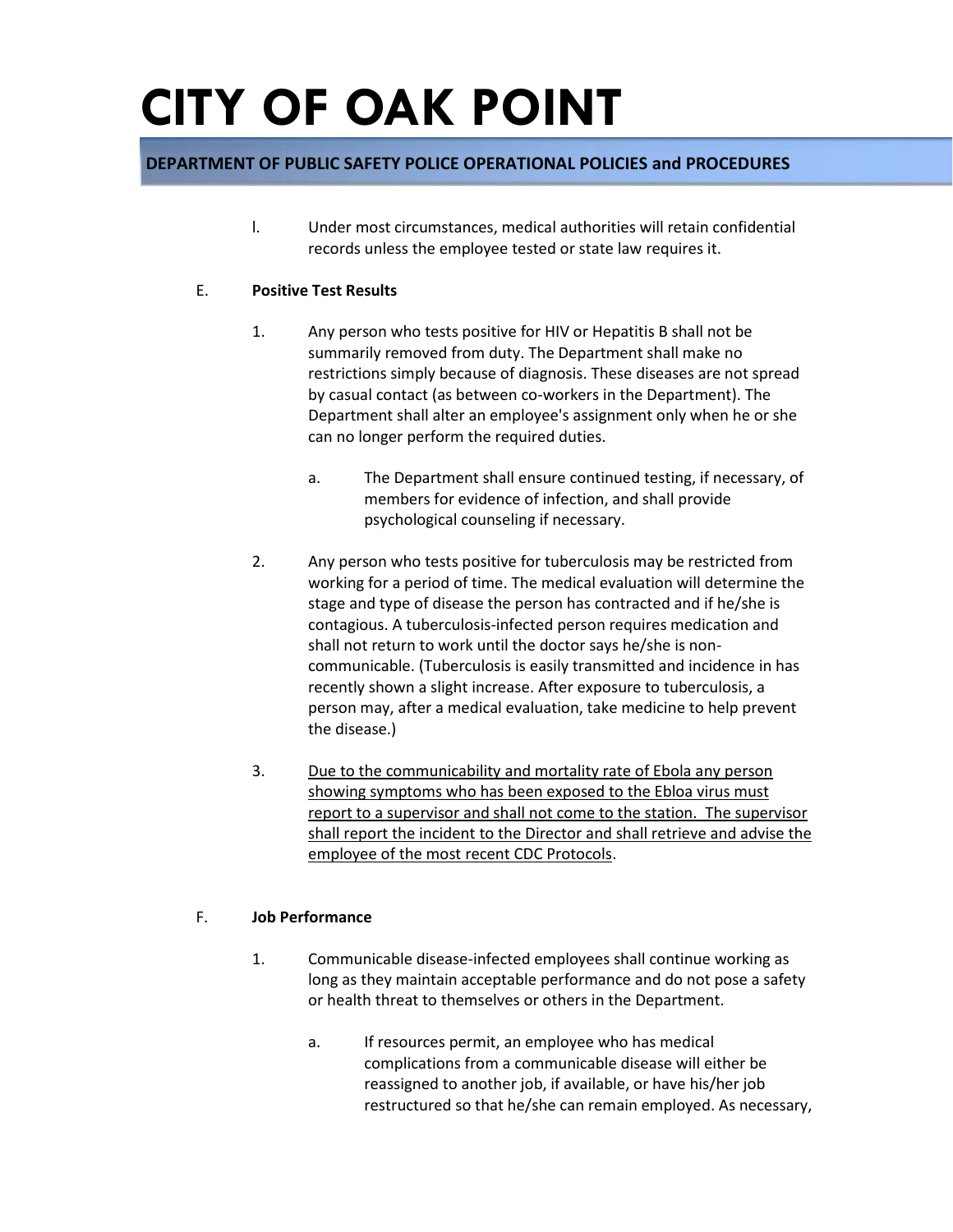l. Under most circumstances, medical authorities will retain confidential records unless the employee tested or state law requires it.

E. **Positive Test Results**

1. Any person who tests positive for HIV or Hepatitis B shall not be summarily removed from duty. The Department shall make no restrictions simply because of diagnosis. These diseases are not spread by casual contact (as between co-workers in the Department). The Department shall alter an employee's assignment only when he or she can no longer perform the required duties.

    a. The Department shall ensure continued testing, if necessary, of members for evidence of infection, and shall provide psychological counseling if necessary.

2. Any person who tests positive for tuberculosis may be restricted from working for a period of time. The medical evaluation will determine the stage and type of disease the person has contracted and if he/she is contagious. A tuberculosis-infected person requires medication and shall not return to work until the doctor says he/she is non-communicable. (Tuberculosis is easily transmitted and incidence in has recently shown a slight increase. After exposure to tuberculosis, a person may, after a medical evaluation, take medicine to help prevent the disease.)

3. <u>Due to the communicability and mortality rate of Ebola any person showing symptoms who has been exposed to the Ebloa virus must report to a supervisor and shall not come to the station. The supervisor shall report the incident to the Director and shall retrieve and advise the employee of the most recent CDC Protocols</u>.

F. **Job Performance**

1. Communicable disease-infected employees shall continue working as long as they maintain acceptable performance and do not pose a safety or health threat to themselves or others in the Department.

    a. If resources permit, an employee who has medical complications from a communicable disease will either be reassigned to another job, if available, or have his/her job restructured so that he/she can remain employed. As necessary,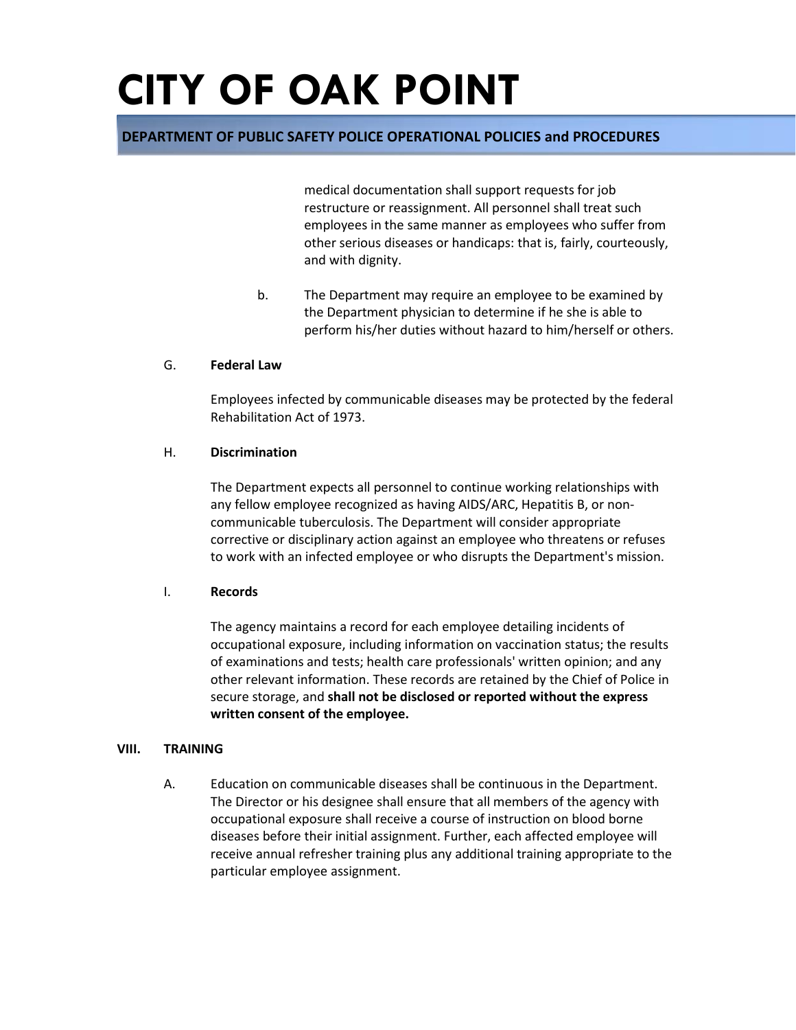medical documentation shall support requests for job restructure or reassignment. All personnel shall treat such employees in the same manner as employees who suffer from other serious diseases or handicaps: that is, fairly, courteously, and with dignity.

b. The Department may require an employee to be examined by the Department physician to determine if he she is able to perform his/her duties without hazard to him/herself or others.

G. **Federal Law**

Employees infected by communicable diseases may be protected by the federal Rehabilitation Act of 1973.

H. **Discrimination**

The Department expects all personnel to continue working relationships with any fellow employee recognized as having AIDS/ARC, Hepatitis B, or non-communicable tuberculosis. The Department will consider appropriate corrective or disciplinary action against an employee who threatens or refuses to work with an infected employee or who disrupts the Department's mission.

I. **Records**

The agency maintains a record for each employee detailing incidents of occupational exposure, including information on vaccination status; the results of examinations and tests; health care professionals' written opinion; and any other relevant information. These records are retained by the Chief of Police in secure storage, and **shall not be disclosed or reported without the express written consent of the employee.**

## VIII. TRAINING

A. Education on communicable diseases shall be continuous in the Department. The Director or his designee shall ensure that all members of the agency with occupational exposure shall receive a course of instruction on blood borne diseases before their initial assignment. Further, each affected employee will receive annual refresher training plus any additional training appropriate to the particular employee assignment.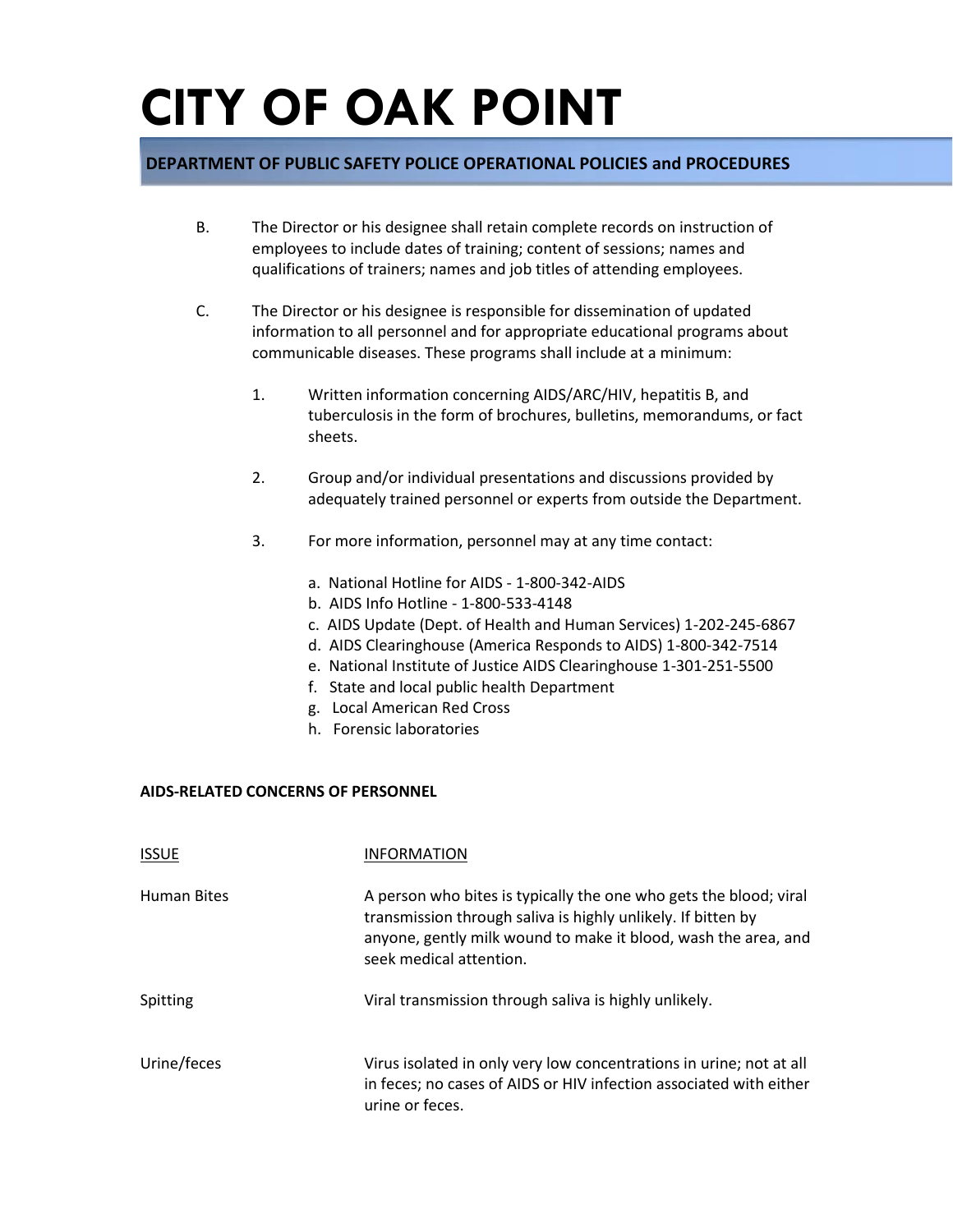B. The Director or his designee shall retain complete records on instruction of employees to include dates of training; content of sessions; names and qualifications of trainers; names and job titles of attending employees.

C. The Director or his designee is responsible for dissemination of updated information to all personnel and for appropriate educational programs about communicable diseases. These programs shall include at a minimum:

1. Written information concerning AIDS/ARC/HIV, hepatitis B, and tuberculosis in the form of brochures, bulletins, memorandums, or fact sheets.

2. Group and/or individual presentations and discussions provided by adequately trained personnel or experts from outside the Department.

3. For more information, personnel may at any time contact:

   a. National Hotline for AIDS - 1-800-342-AIDS
   b. AIDS Info Hotline - 1-800-533-4148
   c. AIDS Update (Dept. of Health and Human Services) 1-202-245-6867
   d. AIDS Clearinghouse (America Responds to AIDS) 1-800-342-7514
   e. National Institute of Justice AIDS Clearinghouse 1-301-251-5500
   f. State and local public health Department
   g. Local American Red Cross
   h. Forensic laboratories

**AIDS-RELATED CONCERNS OF PERSONNEL**

| ISSUE | INFORMATION |
|---|---|
| Human Bites | A person who bites is typically the one who gets the blood; viral transmission through saliva is highly unlikely. If bitten by anyone, gently milk wound to make it blood, wash the area, and seek medical attention. |
| Spitting | Viral transmission through saliva is highly unlikely. |
| Urine/feces | Virus isolated in only very low concentrations in urine; not at all in feces; no cases of AIDS or HIV infection associated with either urine or feces. |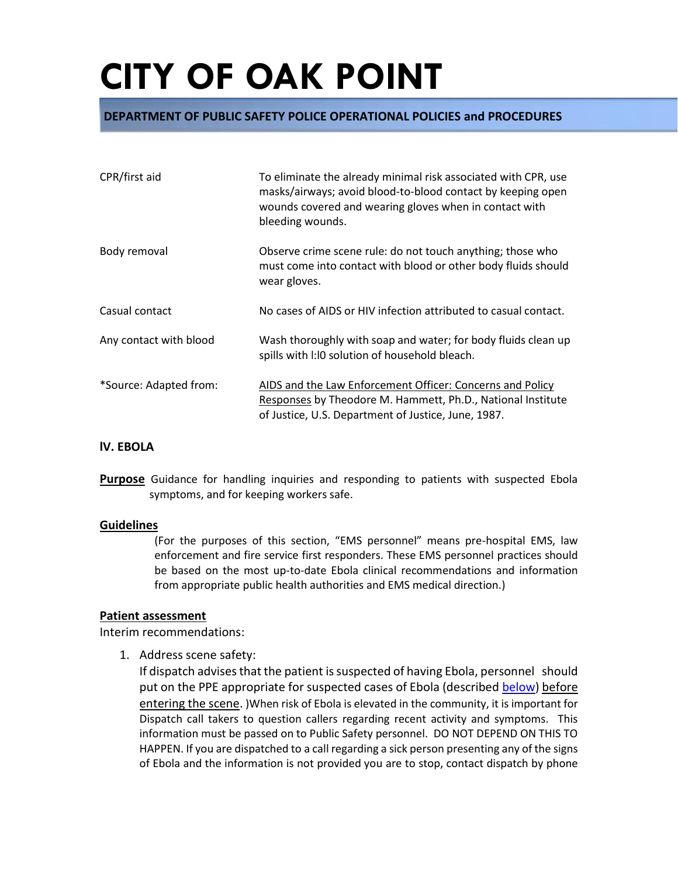| | |
|---|---|
| CPR/first aid | To eliminate the already minimal risk associated with CPR, use masks/airways; avoid blood-to-blood contact by keeping open wounds covered and wearing gloves when in contact with bleeding wounds. |
| Body removal | Observe crime scene rule: do not touch anything; those who must come into contact with blood or other body fluids should wear gloves. |
| Casual contact | No cases of AIDS or HIV infection attributed to casual contact. |
| Any contact with blood | Wash thoroughly with soap and water; for body fluids clean up spills with l:l0 solution of household bleach. |
| *Source: Adapted from: | AIDS and the Law Enforcement Officer: Concerns and Policy Responses by Theodore M. Hammett, Ph.D., National Institute of Justice, U.S. Department of Justice, June, 1987. |

## IV. EBOLA

**Purpose** Guidance for handling inquiries and responding to patients with suspected Ebola symptoms, and for keeping workers safe.

**Guidelines**

(For the purposes of this section, "EMS personnel" means pre-hospital EMS, law enforcement and fire service first responders. These EMS personnel practices should be based on the most up-to-date Ebola clinical recommendations and information from appropriate public health authorities and EMS medical direction.)

**Patient assessment**

Interim recommendations:

1. Address scene safety:
   If dispatch advises that the patient is suspected of having Ebola, personnel should put on the PPE appropriate for suspected cases of Ebola (described below) before entering the scene. )When risk of Ebola is elevated in the community, it is important for Dispatch call takers to question callers regarding recent activity and symptoms. This information must be passed on to Public Safety personnel. DO NOT DEPEND ON THIS TO HAPPEN. If you are dispatched to a call regarding a sick person presenting any of the signs of Ebola and the information is not provided you are to stop, contact dispatch by phone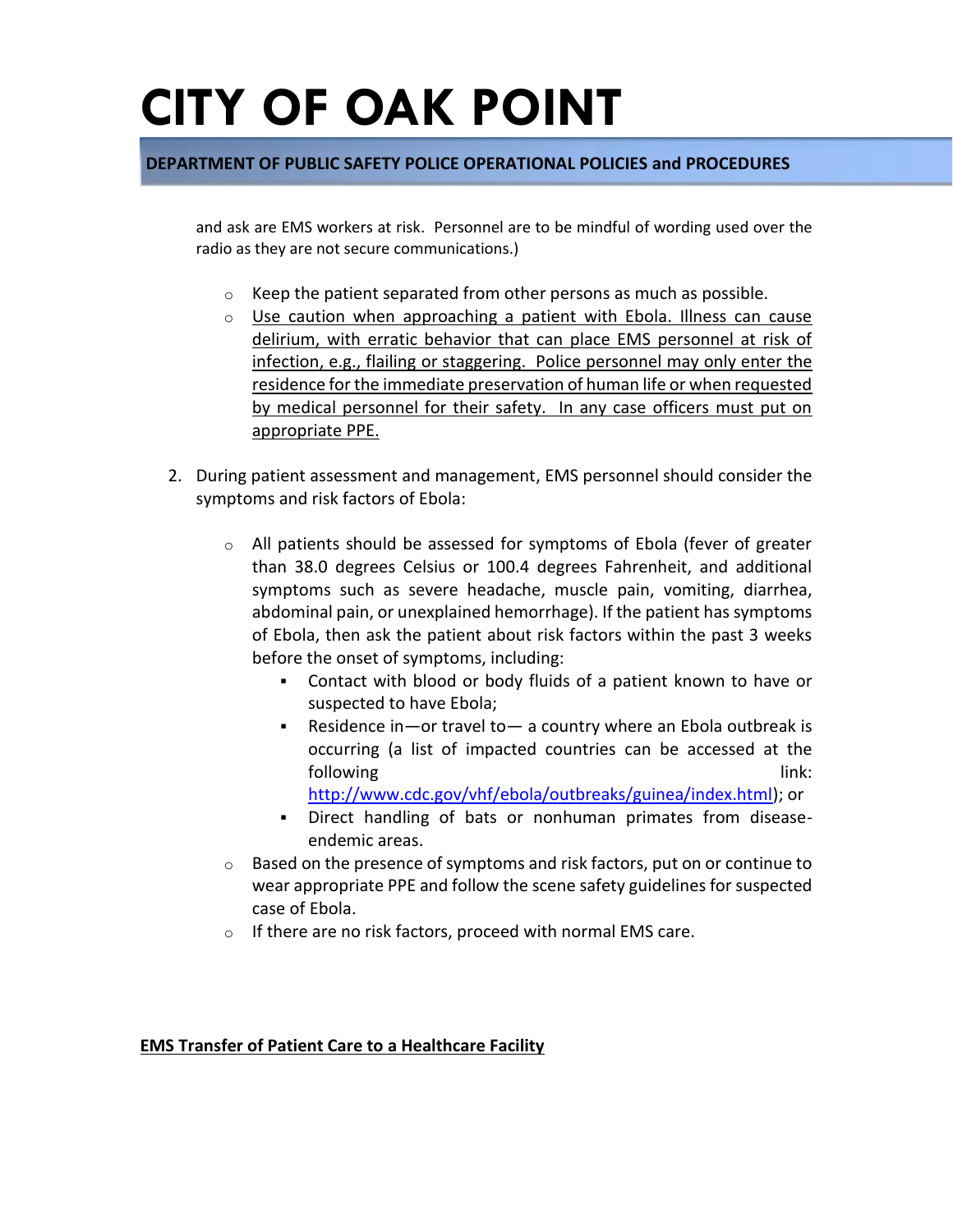and ask are EMS workers at risk. Personnel are to be mindful of wording used over the radio as they are not secure communications.)

- Keep the patient separated from other persons as much as possible.
- <u>Use caution when approaching a patient with Ebola. Illness can cause delirium, with erratic behavior that can place EMS personnel at risk of infection, e.g., flailing or staggering. Police personnel may only enter the residence for the immediate preservation of human life or when requested by medical personnel for their safety. In any case officers must put on appropriate PPE.</u>

2. During patient assessment and management, EMS personnel should consider the symptoms and risk factors of Ebola:

   - All patients should be assessed for symptoms of Ebola (fever of greater than 38.0 degrees Celsius or 100.4 degrees Fahrenheit, and additional symptoms such as severe headache, muscle pain, vomiting, diarrhea, abdominal pain, or unexplained hemorrhage). If the patient has symptoms of Ebola, then ask the patient about risk factors within the past 3 weeks before the onset of symptoms, including:
     - Contact with blood or body fluids of a patient known to have or suspected to have Ebola;
     - Residence in—or travel to— a country where an Ebola outbreak is occurring (a list of impacted countries can be accessed at the following link: http://www.cdc.gov/vhf/ebola/outbreaks/guinea/index.html); or
     - Direct handling of bats or nonhuman primates from disease-endemic areas.
   - Based on the presence of symptoms and risk factors, put on or continue to wear appropriate PPE and follow the scene safety guidelines for suspected case of Ebola.
   - If there are no risk factors, proceed with normal EMS care.

**<u>EMS Transfer of Patient Care to a Healthcare Facility</u>**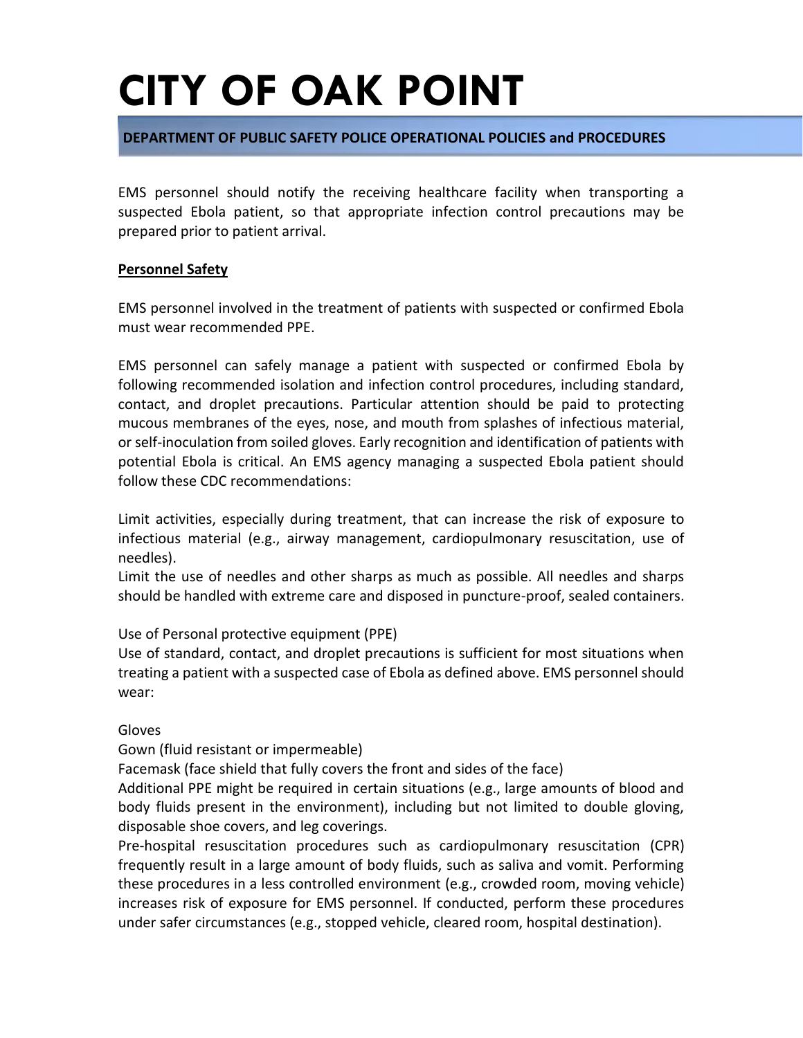EMS personnel should notify the receiving healthcare facility when transporting a suspected Ebola patient, so that appropriate infection control precautions may be prepared prior to patient arrival.

**Personnel Safety**

EMS personnel involved in the treatment of patients with suspected or confirmed Ebola must wear recommended PPE.

EMS personnel can safely manage a patient with suspected or confirmed Ebola by following recommended isolation and infection control procedures, including standard, contact, and droplet precautions. Particular attention should be paid to protecting mucous membranes of the eyes, nose, and mouth from splashes of infectious material, or self-inoculation from soiled gloves. Early recognition and identification of patients with potential Ebola is critical. An EMS agency managing a suspected Ebola patient should follow these CDC recommendations:

Limit activities, especially during treatment, that can increase the risk of exposure to infectious material (e.g., airway management, cardiopulmonary resuscitation, use of needles).
Limit the use of needles and other sharps as much as possible. All needles and sharps should be handled with extreme care and disposed in puncture-proof, sealed containers.

Use of Personal protective equipment (PPE)
Use of standard, contact, and droplet precautions is sufficient for most situations when treating a patient with a suspected case of Ebola as defined above. EMS personnel should wear:

Gloves
Gown (fluid resistant or impermeable)
Facemask (face shield that fully covers the front and sides of the face)
Additional PPE might be required in certain situations (e.g., large amounts of blood and body fluids present in the environment), including but not limited to double gloving, disposable shoe covers, and leg coverings.
Pre-hospital resuscitation procedures such as cardiopulmonary resuscitation (CPR) frequently result in a large amount of body fluids, such as saliva and vomit. Performing these procedures in a less controlled environment (e.g., crowded room, moving vehicle) increases risk of exposure for EMS personnel. If conducted, perform these procedures under safer circumstances (e.g., stopped vehicle, cleared room, hospital destination).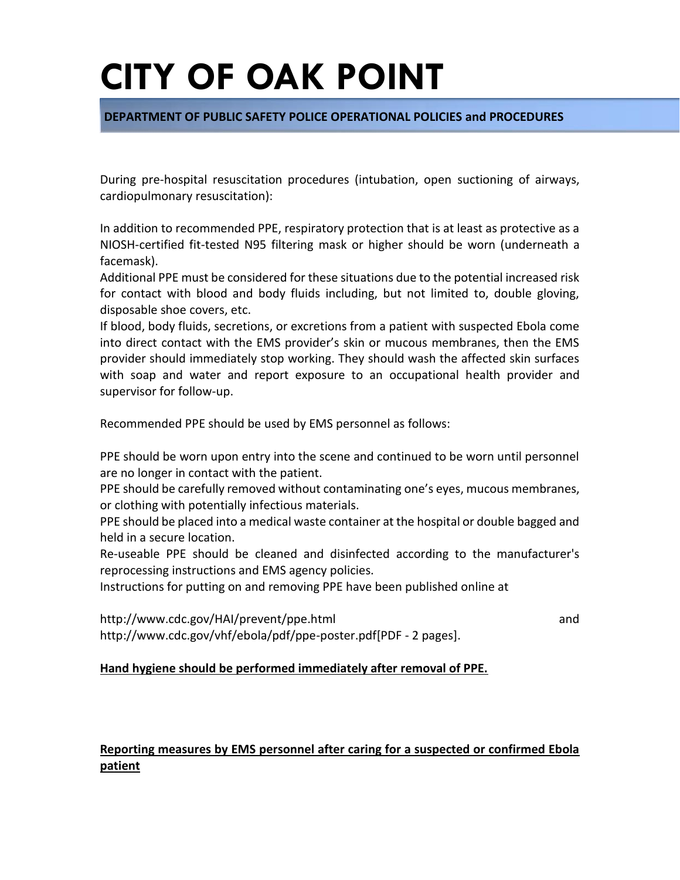During pre-hospital resuscitation procedures (intubation, open suctioning of airways, cardiopulmonary resuscitation):

In addition to recommended PPE, respiratory protection that is at least as protective as a NIOSH-certified fit-tested N95 filtering mask or higher should be worn (underneath a facemask).

Additional PPE must be considered for these situations due to the potential increased risk for contact with blood and body fluids including, but not limited to, double gloving, disposable shoe covers, etc.

If blood, body fluids, secretions, or excretions from a patient with suspected Ebola come into direct contact with the EMS provider's skin or mucous membranes, then the EMS provider should immediately stop working. They should wash the affected skin surfaces with soap and water and report exposure to an occupational health provider and supervisor for follow-up.

Recommended PPE should be used by EMS personnel as follows:

PPE should be worn upon entry into the scene and continued to be worn until personnel are no longer in contact with the patient.

PPE should be carefully removed without contaminating one's eyes, mucous membranes, or clothing with potentially infectious materials.

PPE should be placed into a medical waste container at the hospital or double bagged and held in a secure location.

Re-useable PPE should be cleaned and disinfected according to the manufacturer's reprocessing instructions and EMS agency policies.

Instructions for putting on and removing PPE have been published online at

http://www.cdc.gov/HAI/prevent/ppe.html and http://www.cdc.gov/vhf/ebola/pdf/ppe-poster.pdf[PDF - 2 pages].

**Hand hygiene should be performed immediately after removal of PPE.**

**Reporting measures by EMS personnel after caring for a suspected or confirmed Ebola patient**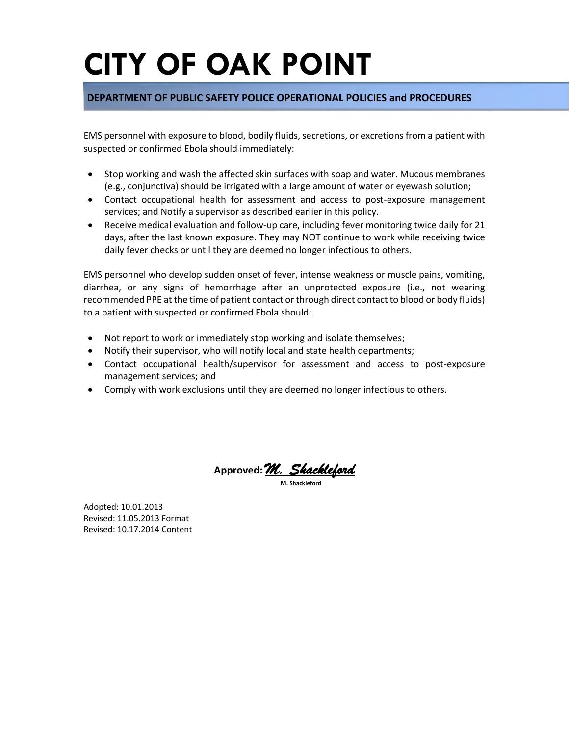# CITY OF OAK POINT

**DEPARTMENT OF PUBLIC SAFETY POLICE OPERATIONAL POLICIES and PROCEDURES**

EMS personnel with exposure to blood, bodily fluids, secretions, or excretions from a patient with suspected or confirmed Ebola should immediately:

- Stop working and wash the affected skin surfaces with soap and water. Mucous membranes (e.g., conjunctiva) should be irrigated with a large amount of water or eyewash solution;
- Contact occupational health for assessment and access to post-exposure management services; and Notify a supervisor as described earlier in this policy.
- Receive medical evaluation and follow-up care, including fever monitoring twice daily for 21 days, after the last known exposure. They may NOT continue to work while receiving twice daily fever checks or until they are deemed no longer infectious to others.

EMS personnel who develop sudden onset of fever, intense weakness or muscle pains, vomiting, diarrhea, or any signs of hemorrhage after an unprotected exposure (i.e., not wearing recommended PPE at the time of patient contact or through direct contact to blood or body fluids) to a patient with suspected or confirmed Ebola should:

- Not report to work or immediately stop working and isolate themselves;
- Notify their supervisor, who will notify local and state health departments;
- Contact occupational health/supervisor for assessment and access to post-exposure management services; and
- Comply with work exclusions until they are deemed no longer infectious to others.

**Approved:** *M. Shackleford*
**M. Shackleford**

Adopted: 10.01.2013
Revised: 11.05.2013 Format
Revised: 10.17.2014 Content